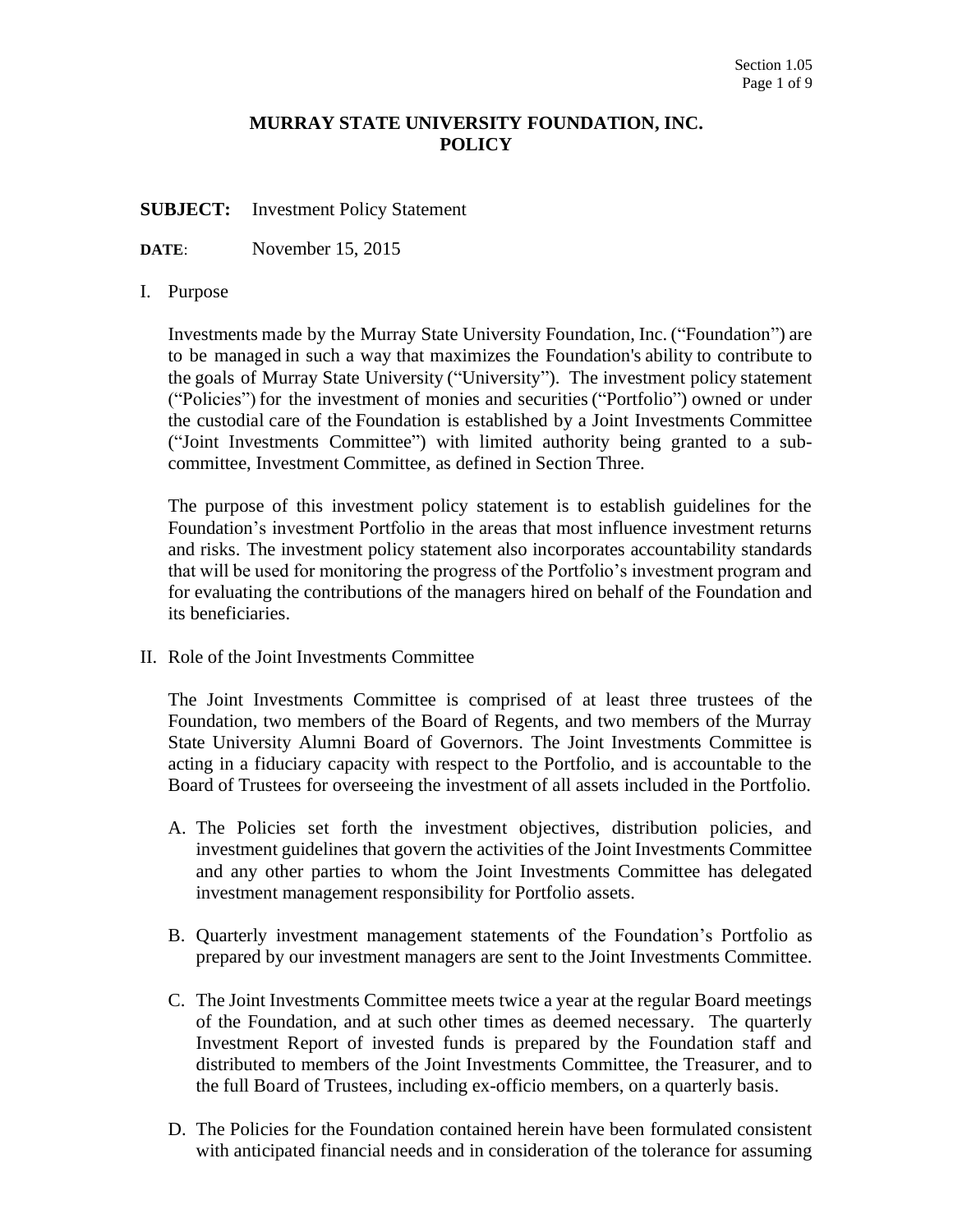# MURRAY STATE UNIVERSITY FOUNDATION, INC.
# POLICY

**SUBJECT:** Investment Policy Statement

**DATE**: November 15, 2015

I. Purpose

Investments made by the Murray State University Foundation, Inc. ("Foundation") are to be managed in such a way that maximizes the Foundation's ability to contribute to the goals of Murray State University ("University"). The investment policy statement ("Policies") for the investment of monies and securities ("Portfolio") owned or under the custodial care of the Foundation is established by a Joint Investments Committee ("Joint Investments Committee") with limited authority being granted to a sub-committee, Investment Committee, as defined in Section Three.

The purpose of this investment policy statement is to establish guidelines for the Foundation's investment Portfolio in the areas that most influence investment returns and risks. The investment policy statement also incorporates accountability standards that will be used for monitoring the progress of the Portfolio's investment program and for evaluating the contributions of the managers hired on behalf of the Foundation and its beneficiaries.

II. Role of the Joint Investments Committee

The Joint Investments Committee is comprised of at least three trustees of the Foundation, two members of the Board of Regents, and two members of the Murray State University Alumni Board of Governors. The Joint Investments Committee is acting in a fiduciary capacity with respect to the Portfolio, and is accountable to the Board of Trustees for overseeing the investment of all assets included in the Portfolio.

A. The Policies set forth the investment objectives, distribution policies, and investment guidelines that govern the activities of the Joint Investments Committee and any other parties to whom the Joint Investments Committee has delegated investment management responsibility for Portfolio assets.

B. Quarterly investment management statements of the Foundation's Portfolio as prepared by our investment managers are sent to the Joint Investments Committee.

C. The Joint Investments Committee meets twice a year at the regular Board meetings of the Foundation, and at such other times as deemed necessary. The quarterly Investment Report of invested funds is prepared by the Foundation staff and distributed to members of the Joint Investments Committee, the Treasurer, and to the full Board of Trustees, including ex-officio members, on a quarterly basis.

D. The Policies for the Foundation contained herein have been formulated consistent with anticipated financial needs and in consideration of the tolerance for assuming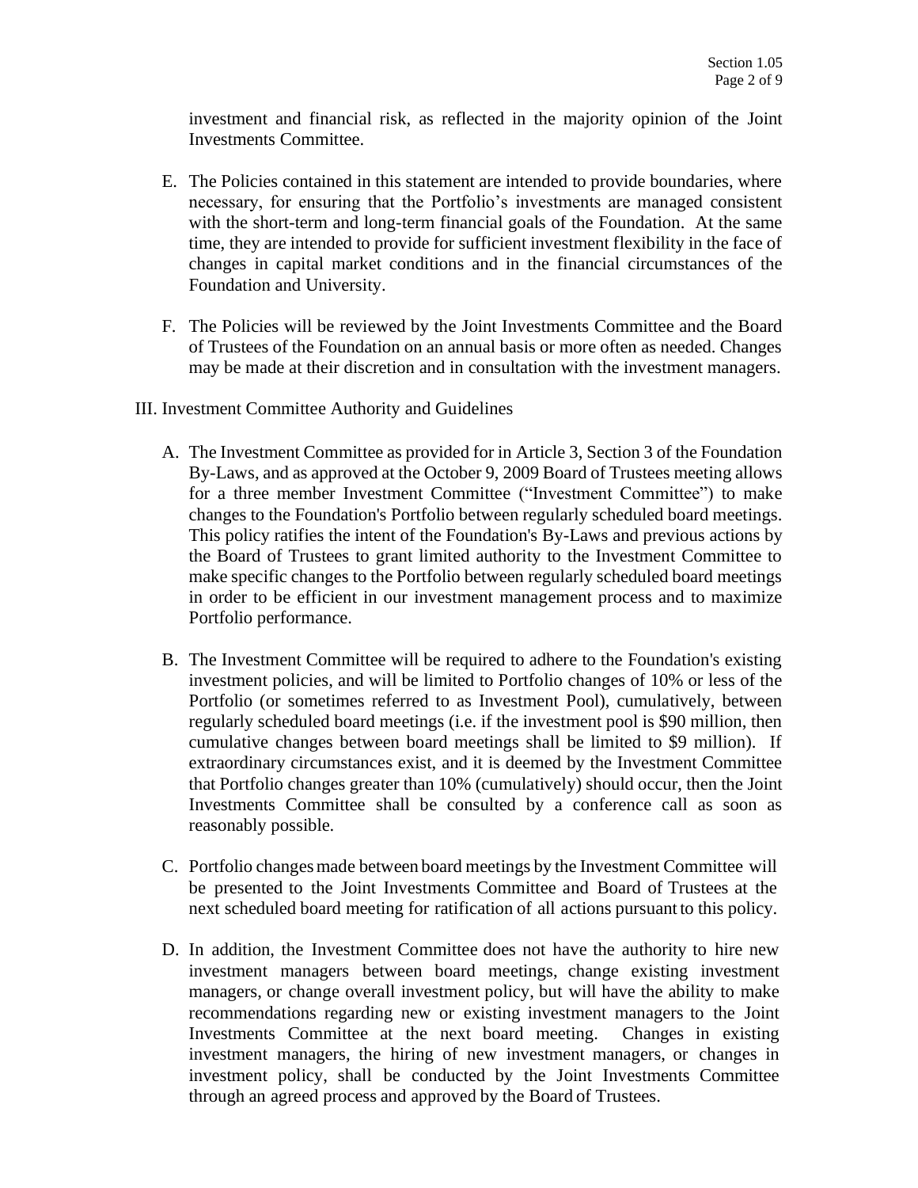investment and financial risk, as reflected in the majority opinion of the Joint Investments Committee.

E. The Policies contained in this statement are intended to provide boundaries, where necessary, for ensuring that the Portfolio's investments are managed consistent with the short-term and long-term financial goals of the Foundation. At the same time, they are intended to provide for sufficient investment flexibility in the face of changes in capital market conditions and in the financial circumstances of the Foundation and University.

F. The Policies will be reviewed by the Joint Investments Committee and the Board of Trustees of the Foundation on an annual basis or more often as needed. Changes may be made at their discretion and in consultation with the investment managers.

## III. Investment Committee Authority and Guidelines

A. The Investment Committee as provided for in Article 3, Section 3 of the Foundation By-Laws, and as approved at the October 9, 2009 Board of Trustees meeting allows for a three member Investment Committee ("Investment Committee") to make changes to the Foundation's Portfolio between regularly scheduled board meetings. This policy ratifies the intent of the Foundation's By-Laws and previous actions by the Board of Trustees to grant limited authority to the Investment Committee to make specific changes to the Portfolio between regularly scheduled board meetings in order to be efficient in our investment management process and to maximize Portfolio performance.

B. The Investment Committee will be required to adhere to the Foundation's existing investment policies, and will be limited to Portfolio changes of 10% or less of the Portfolio (or sometimes referred to as Investment Pool), cumulatively, between regularly scheduled board meetings (i.e. if the investment pool is $90 million, then cumulative changes between board meetings shall be limited to $9 million). If extraordinary circumstances exist, and it is deemed by the Investment Committee that Portfolio changes greater than 10% (cumulatively) should occur, then the Joint Investments Committee shall be consulted by a conference call as soon as reasonably possible.

C. Portfolio changes made between board meetings by the Investment Committee will be presented to the Joint Investments Committee and Board of Trustees at the next scheduled board meeting for ratification of all actions pursuant to this policy.

D. In addition, the Investment Committee does not have the authority to hire new investment managers between board meetings, change existing investment managers, or change overall investment policy, but will have the ability to make recommendations regarding new or existing investment managers to the Joint Investments Committee at the next board meeting. Changes in existing investment managers, the hiring of new investment managers, or changes in investment policy, shall be conducted by the Joint Investments Committee through an agreed process and approved by the Board of Trustees.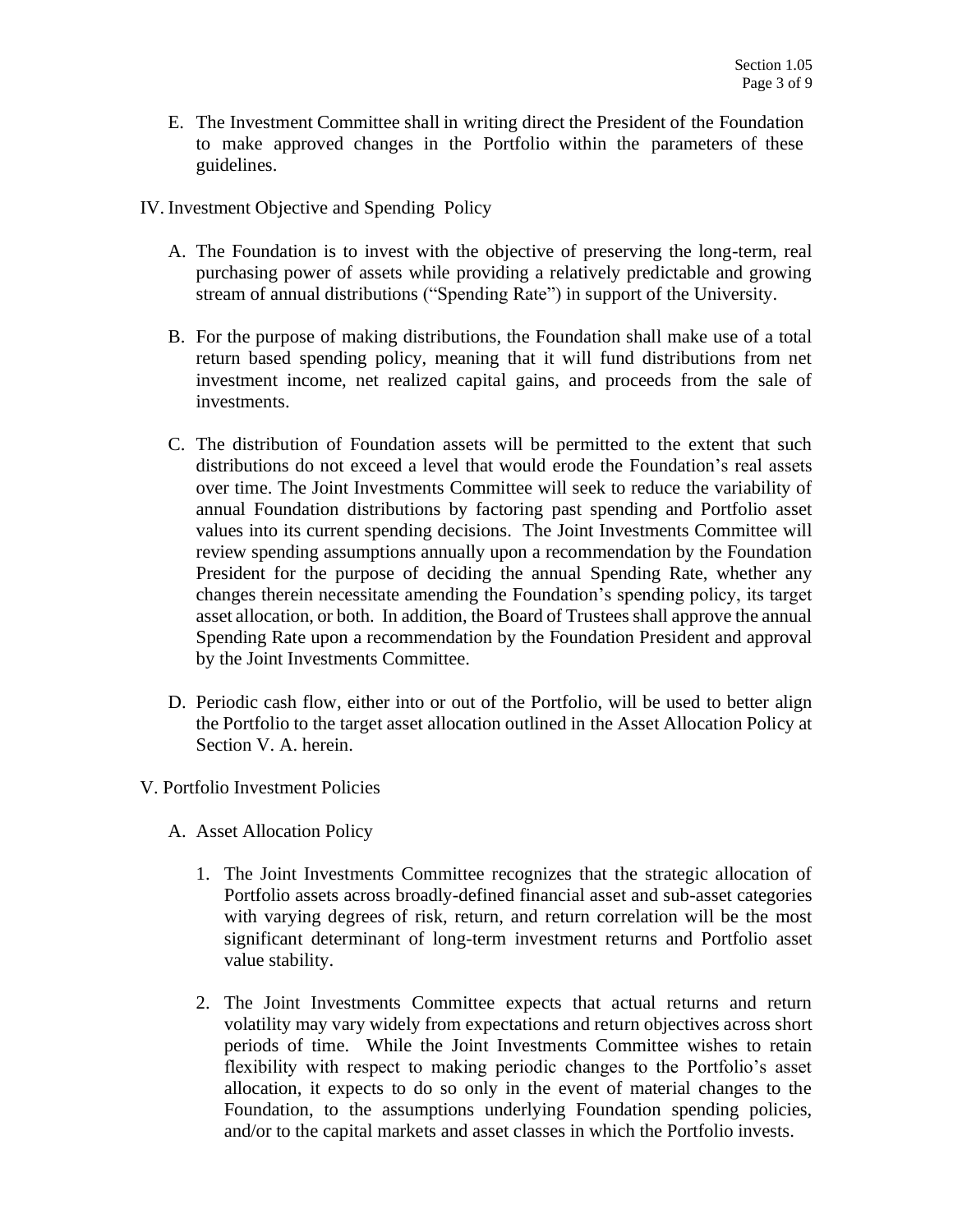E. The Investment Committee shall in writing direct the President of the Foundation to make approved changes in the Portfolio within the parameters of these guidelines.

IV. Investment Objective and Spending Policy

A. The Foundation is to invest with the objective of preserving the long-term, real purchasing power of assets while providing a relatively predictable and growing stream of annual distributions ("Spending Rate") in support of the University.

B. For the purpose of making distributions, the Foundation shall make use of a total return based spending policy, meaning that it will fund distributions from net investment income, net realized capital gains, and proceeds from the sale of investments.

C. The distribution of Foundation assets will be permitted to the extent that such distributions do not exceed a level that would erode the Foundation's real assets over time. The Joint Investments Committee will seek to reduce the variability of annual Foundation distributions by factoring past spending and Portfolio asset values into its current spending decisions. The Joint Investments Committee will review spending assumptions annually upon a recommendation by the Foundation President for the purpose of deciding the annual Spending Rate, whether any changes therein necessitate amending the Foundation's spending policy, its target asset allocation, or both. In addition, the Board of Trustees shall approve the annual Spending Rate upon a recommendation by the Foundation President and approval by the Joint Investments Committee.

D. Periodic cash flow, either into or out of the Portfolio, will be used to better align the Portfolio to the target asset allocation outlined in the Asset Allocation Policy at Section V. A. herein.

V. Portfolio Investment Policies

A. Asset Allocation Policy

1. The Joint Investments Committee recognizes that the strategic allocation of Portfolio assets across broadly-defined financial asset and sub-asset categories with varying degrees of risk, return, and return correlation will be the most significant determinant of long-term investment returns and Portfolio asset value stability.

2. The Joint Investments Committee expects that actual returns and return volatility may vary widely from expectations and return objectives across short periods of time. While the Joint Investments Committee wishes to retain flexibility with respect to making periodic changes to the Portfolio's asset allocation, it expects to do so only in the event of material changes to the Foundation, to the assumptions underlying Foundation spending policies, and/or to the capital markets and asset classes in which the Portfolio invests.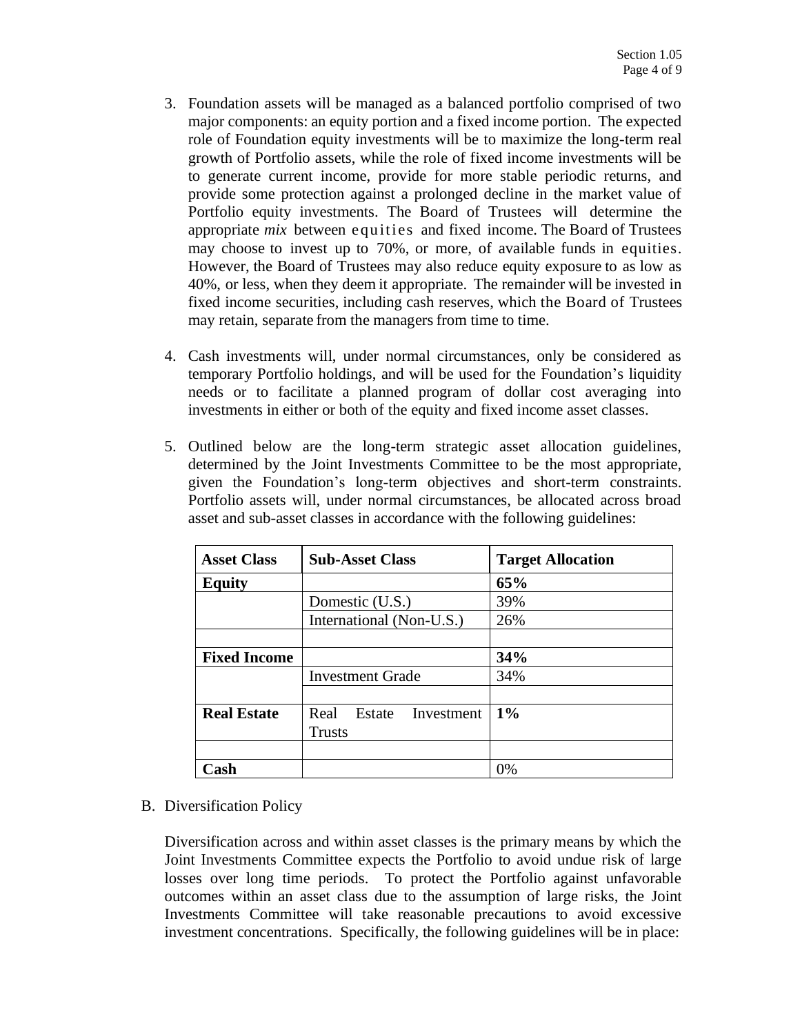3. Foundation assets will be managed as a balanced portfolio comprised of two major components: an equity portion and a fixed income portion. The expected role of Foundation equity investments will be to maximize the long-term real growth of Portfolio assets, while the role of fixed income investments will be to generate current income, provide for more stable periodic returns, and provide some protection against a prolonged decline in the market value of Portfolio equity investments. The Board of Trustees will determine the appropriate *mix* between equities and fixed income. The Board of Trustees may choose to invest up to 70%, or more, of available funds in equities. However, the Board of Trustees may also reduce equity exposure to as low as 40%, or less, when they deem it appropriate. The remainder will be invested in fixed income securities, including cash reserves, which the Board of Trustees may retain, separate from the managers from time to time.

4. Cash investments will, under normal circumstances, only be considered as temporary Portfolio holdings, and will be used for the Foundation's liquidity needs or to facilitate a planned program of dollar cost averaging into investments in either or both of the equity and fixed income asset classes.

5. Outlined below are the long-term strategic asset allocation guidelines, determined by the Joint Investments Committee to be the most appropriate, given the Foundation's long-term objectives and short-term constraints. Portfolio assets will, under normal circumstances, be allocated across broad asset and sub-asset classes in accordance with the following guidelines:

| **Asset Class** | **Sub-Asset Class** | **Target Allocation** |
|---|---|---|
| **Equity** | | **65%** |
| | Domestic (U.S.) | 39% |
| | International (Non-U.S.) | 26% |
| | | |
| **Fixed Income** | | **34%** |
| | Investment Grade | 34% |
| | | |
| **Real Estate** | Real Estate Investment Trusts | **1%** |
| | | |
| **Cash** | | 0% |

B. Diversification Policy

Diversification across and within asset classes is the primary means by which the Joint Investments Committee expects the Portfolio to avoid undue risk of large losses over long time periods. To protect the Portfolio against unfavorable outcomes within an asset class due to the assumption of large risks, the Joint Investments Committee will take reasonable precautions to avoid excessive investment concentrations. Specifically, the following guidelines will be in place: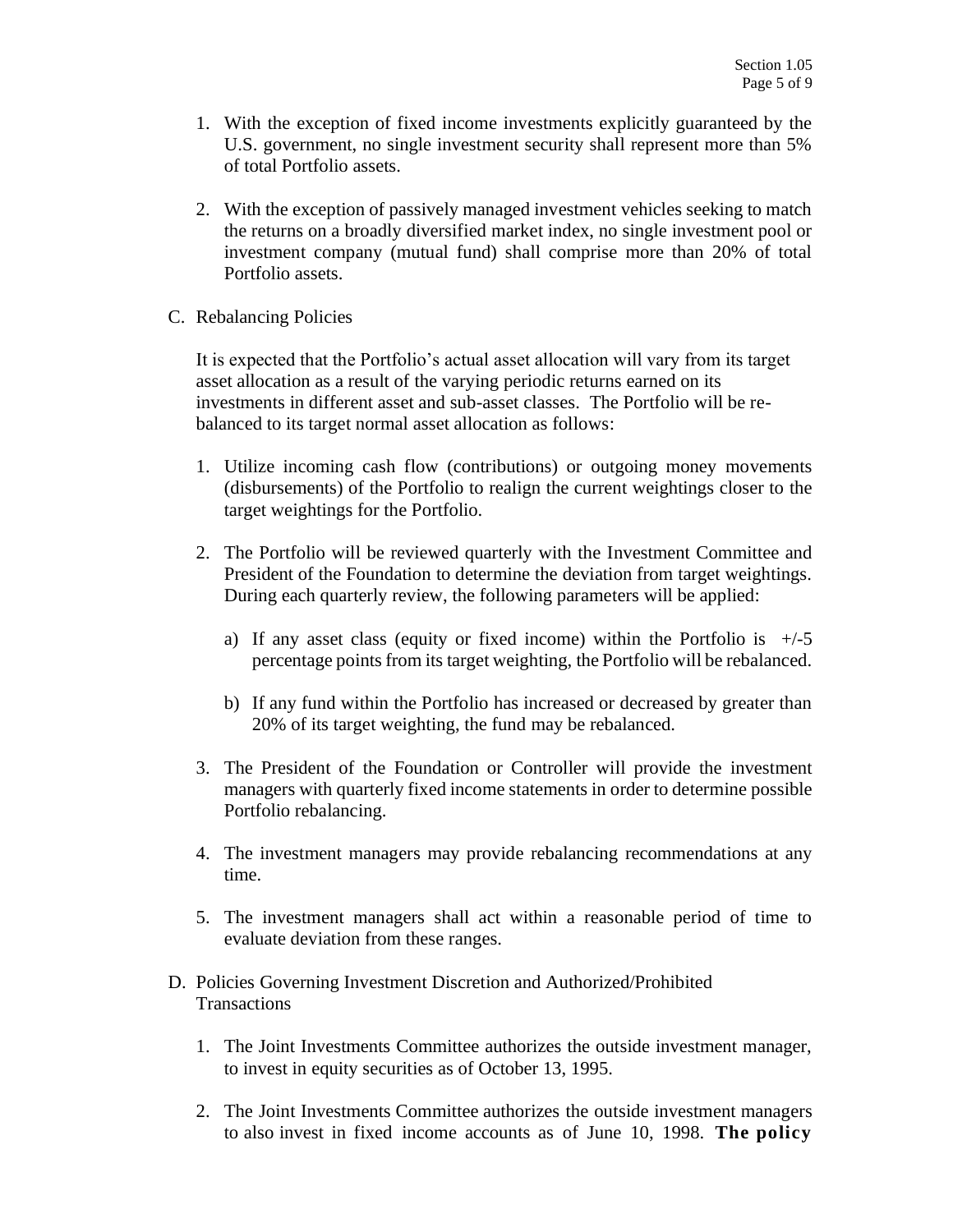1. With the exception of fixed income investments explicitly guaranteed by the U.S. government, no single investment security shall represent more than 5% of total Portfolio assets.

2. With the exception of passively managed investment vehicles seeking to match the returns on a broadly diversified market index, no single investment pool or investment company (mutual fund) shall comprise more than 20% of total Portfolio assets.

C. Rebalancing Policies

It is expected that the Portfolio's actual asset allocation will vary from its target asset allocation as a result of the varying periodic returns earned on its investments in different asset and sub-asset classes. The Portfolio will be re-balanced to its target normal asset allocation as follows:

1. Utilize incoming cash flow (contributions) or outgoing money movements (disbursements) of the Portfolio to realign the current weightings closer to the target weightings for the Portfolio.

2. The Portfolio will be reviewed quarterly with the Investment Committee and President of the Foundation to determine the deviation from target weightings. During each quarterly review, the following parameters will be applied:

   a) If any asset class (equity or fixed income) within the Portfolio is +/-5 percentage points from its target weighting, the Portfolio will be rebalanced.

   b) If any fund within the Portfolio has increased or decreased by greater than 20% of its target weighting, the fund may be rebalanced.

3. The President of the Foundation or Controller will provide the investment managers with quarterly fixed income statements in order to determine possible Portfolio rebalancing.

4. The investment managers may provide rebalancing recommendations at any time.

5. The investment managers shall act within a reasonable period of time to evaluate deviation from these ranges.

D. Policies Governing Investment Discretion and Authorized/Prohibited Transactions

1. The Joint Investments Committee authorizes the outside investment manager, to invest in equity securities as of October 13, 1995.

2. The Joint Investments Committee authorizes the outside investment managers to also invest in fixed income accounts as of June 10, 1998. **The policy**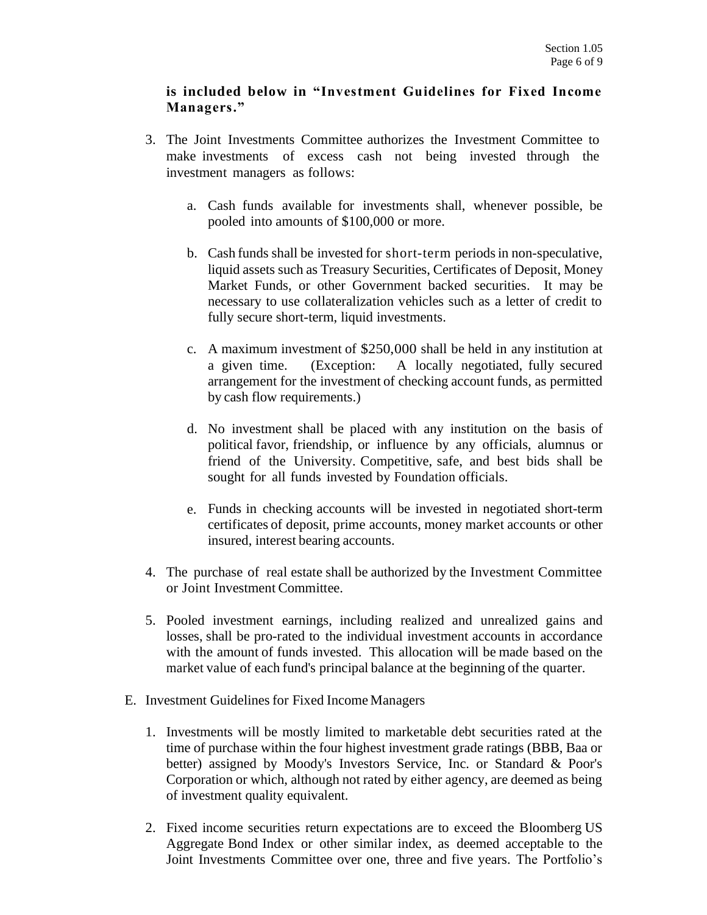**is included below in "Investment Guidelines for Fixed Income Managers."**

3. The Joint Investments Committee authorizes the Investment Committee to make investments of excess cash not being invested through the investment managers as follows:

    a. Cash funds available for investments shall, whenever possible, be pooled into amounts of $100,000 or more.

    b. Cash funds shall be invested for short-term periods in non-speculative, liquid assets such as Treasury Securities, Certificates of Deposit, Money Market Funds, or other Government backed securities. It may be necessary to use collateralization vehicles such as a letter of credit to fully secure short-term, liquid investments.

    c. A maximum investment of $250,000 shall be held in any institution at a given time. (Exception: A locally negotiated, fully secured arrangement for the investment of checking account funds, as permitted by cash flow requirements.)

    d. No investment shall be placed with any institution on the basis of political favor, friendship, or influence by any officials, alumnus or friend of the University. Competitive, safe, and best bids shall be sought for all funds invested by Foundation officials.

    e. Funds in checking accounts will be invested in negotiated short-term certificates of deposit, prime accounts, money market accounts or other insured, interest bearing accounts.

4. The purchase of real estate shall be authorized by the Investment Committee or Joint Investment Committee.

5. Pooled investment earnings, including realized and unrealized gains and losses, shall be pro-rated to the individual investment accounts in accordance with the amount of funds invested. This allocation will be made based on the market value of each fund's principal balance at the beginning of the quarter.

E. Investment Guidelines for Fixed Income Managers

1. Investments will be mostly limited to marketable debt securities rated at the time of purchase within the four highest investment grade ratings (BBB, Baa or better) assigned by Moody's Investors Service, Inc. or Standard & Poor's Corporation or which, although not rated by either agency, are deemed as being of investment quality equivalent.

2. Fixed income securities return expectations are to exceed the Bloomberg US Aggregate Bond Index or other similar index, as deemed acceptable to the Joint Investments Committee over one, three and five years. The Portfolio's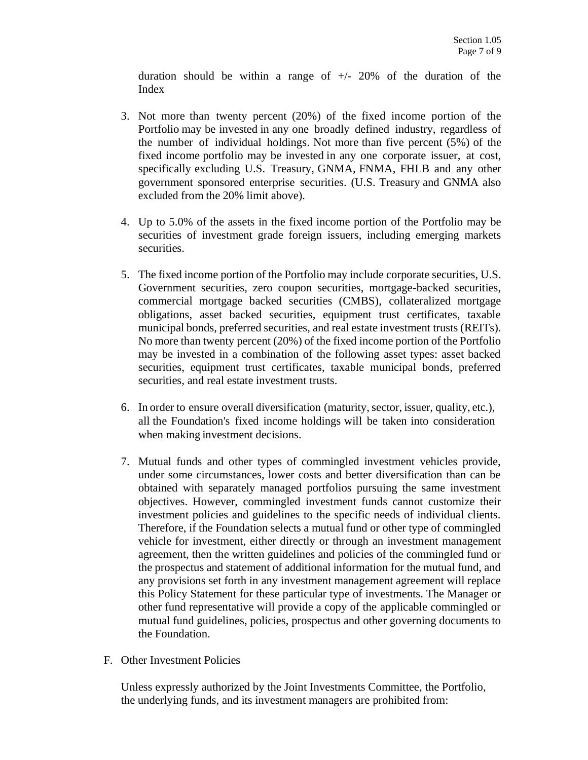duration should be within a range of +/- 20% of the duration of the Index

3. Not more than twenty percent (20%) of the fixed income portion of the Portfolio may be invested in any one broadly defined industry, regardless of the number of individual holdings. Not more than five percent (5%) of the fixed income portfolio may be invested in any one corporate issuer, at cost, specifically excluding U.S. Treasury, GNMA, FNMA, FHLB and any other government sponsored enterprise securities. (U.S. Treasury and GNMA also excluded from the 20% limit above).

4. Up to 5.0% of the assets in the fixed income portion of the Portfolio may be securities of investment grade foreign issuers, including emerging markets securities.

5. The fixed income portion of the Portfolio may include corporate securities, U.S. Government securities, zero coupon securities, mortgage-backed securities, commercial mortgage backed securities (CMBS), collateralized mortgage obligations, asset backed securities, equipment trust certificates, taxable municipal bonds, preferred securities, and real estate investment trusts (REITs). No more than twenty percent (20%) of the fixed income portion of the Portfolio may be invested in a combination of the following asset types: asset backed securities, equipment trust certificates, taxable municipal bonds, preferred securities, and real estate investment trusts.

6. In order to ensure overall diversification (maturity, sector, issuer, quality, etc.), all the Foundation's fixed income holdings will be taken into consideration when making investment decisions.

7. Mutual funds and other types of commingled investment vehicles provide, under some circumstances, lower costs and better diversification than can be obtained with separately managed portfolios pursuing the same investment objectives. However, commingled investment funds cannot customize their investment policies and guidelines to the specific needs of individual clients. Therefore, if the Foundation selects a mutual fund or other type of commingled vehicle for investment, either directly or through an investment management agreement, then the written guidelines and policies of the commingled fund or the prospectus and statement of additional information for the mutual fund, and any provisions set forth in any investment management agreement will replace this Policy Statement for these particular type of investments. The Manager or other fund representative will provide a copy of the applicable commingled or mutual fund guidelines, policies, prospectus and other governing documents to the Foundation.

F. Other Investment Policies

Unless expressly authorized by the Joint Investments Committee, the Portfolio, the underlying funds, and its investment managers are prohibited from: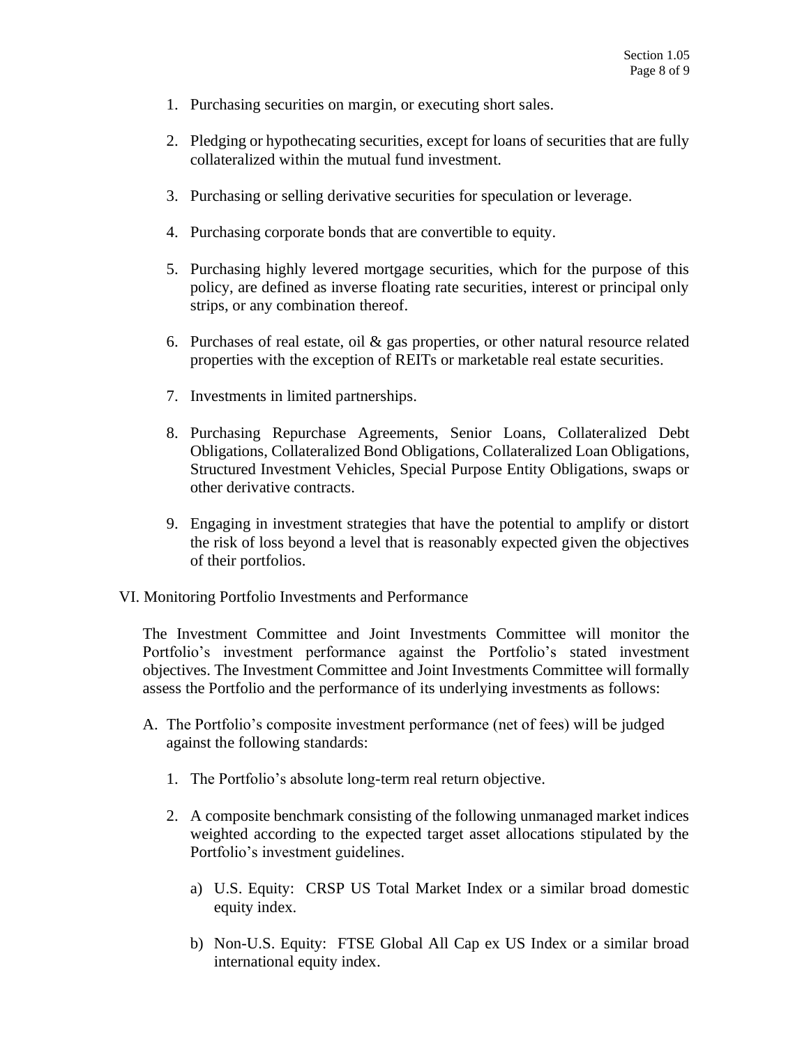1. Purchasing securities on margin, or executing short sales.

2. Pledging or hypothecating securities, except for loans of securities that are fully collateralized within the mutual fund investment.

3. Purchasing or selling derivative securities for speculation or leverage.

4. Purchasing corporate bonds that are convertible to equity.

5. Purchasing highly levered mortgage securities, which for the purpose of this policy, are defined as inverse floating rate securities, interest or principal only strips, or any combination thereof.

6. Purchases of real estate, oil & gas properties, or other natural resource related properties with the exception of REITs or marketable real estate securities.

7. Investments in limited partnerships.

8. Purchasing Repurchase Agreements, Senior Loans, Collateralized Debt Obligations, Collateralized Bond Obligations, Collateralized Loan Obligations, Structured Investment Vehicles, Special Purpose Entity Obligations, swaps or other derivative contracts.

9. Engaging in investment strategies that have the potential to amplify or distort the risk of loss beyond a level that is reasonably expected given the objectives of their portfolios.

## VI. Monitoring Portfolio Investments and Performance

The Investment Committee and Joint Investments Committee will monitor the Portfolio's investment performance against the Portfolio's stated investment objectives. The Investment Committee and Joint Investments Committee will formally assess the Portfolio and the performance of its underlying investments as follows:

A. The Portfolio's composite investment performance (net of fees) will be judged against the following standards:

   1. The Portfolio's absolute long-term real return objective.

   2. A composite benchmark consisting of the following unmanaged market indices weighted according to the expected target asset allocations stipulated by the Portfolio's investment guidelines.

      a) U.S. Equity: CRSP US Total Market Index or a similar broad domestic equity index.

      b) Non-U.S. Equity: FTSE Global All Cap ex US Index or a similar broad international equity index.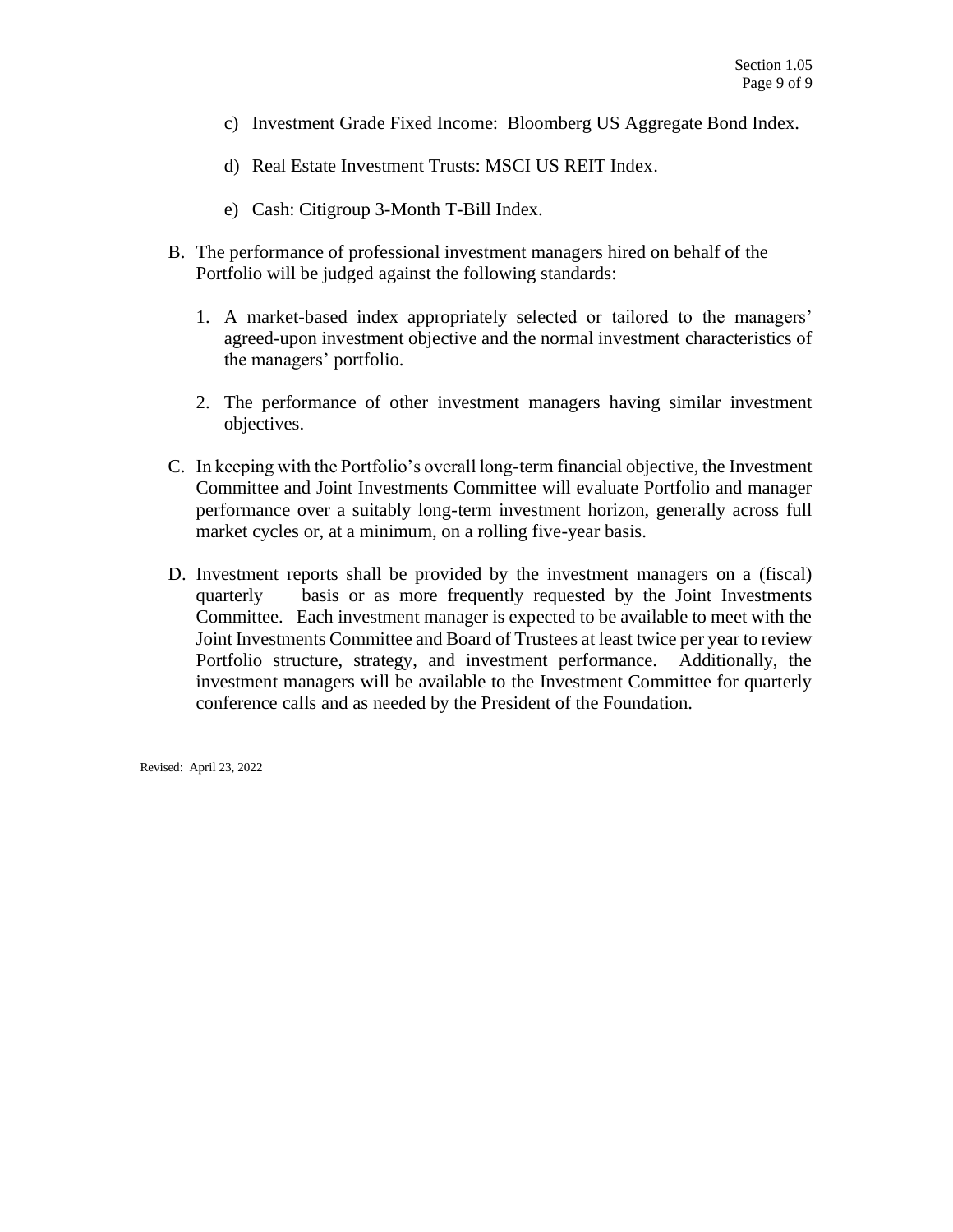c) Investment Grade Fixed Income: Bloomberg US Aggregate Bond Index.

d) Real Estate Investment Trusts: MSCI US REIT Index.

e) Cash: Citigroup 3-Month T-Bill Index.

B. The performance of professional investment managers hired on behalf of the Portfolio will be judged against the following standards:

1. A market-based index appropriately selected or tailored to the managers' agreed-upon investment objective and the normal investment characteristics of the managers' portfolio.

2. The performance of other investment managers having similar investment objectives.

C. In keeping with the Portfolio's overall long-term financial objective, the Investment Committee and Joint Investments Committee will evaluate Portfolio and manager performance over a suitably long-term investment horizon, generally across full market cycles or, at a minimum, on a rolling five-year basis.

D. Investment reports shall be provided by the investment managers on a (fiscal) quarterly basis or as more frequently requested by the Joint Investments Committee. Each investment manager is expected to be available to meet with the Joint Investments Committee and Board of Trustees at least twice per year to review Portfolio structure, strategy, and investment performance. Additionally, the investment managers will be available to the Investment Committee for quarterly conference calls and as needed by the President of the Foundation.

Revised: April 23, 2022